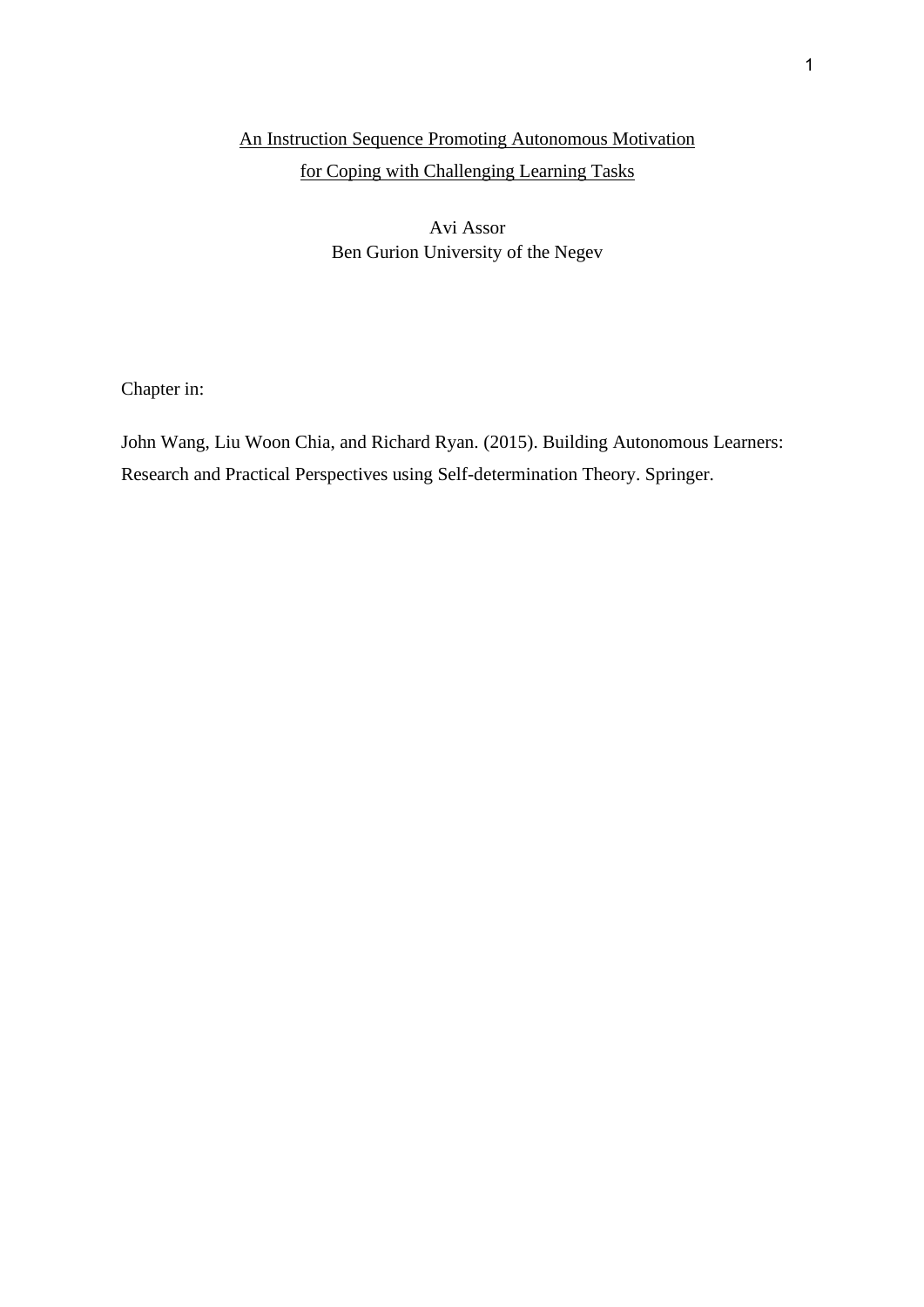# An Instruction Sequence Promoting Autonomous Motivation for Coping with Challenging Learning Tasks

Avi Assor
Ben Gurion University of the Negev

Chapter in:

John Wang, Liu Woon Chia, and Richard Ryan. (2015). Building Autonomous Learners: Research and Practical Perspectives using Self-determination Theory. Springer.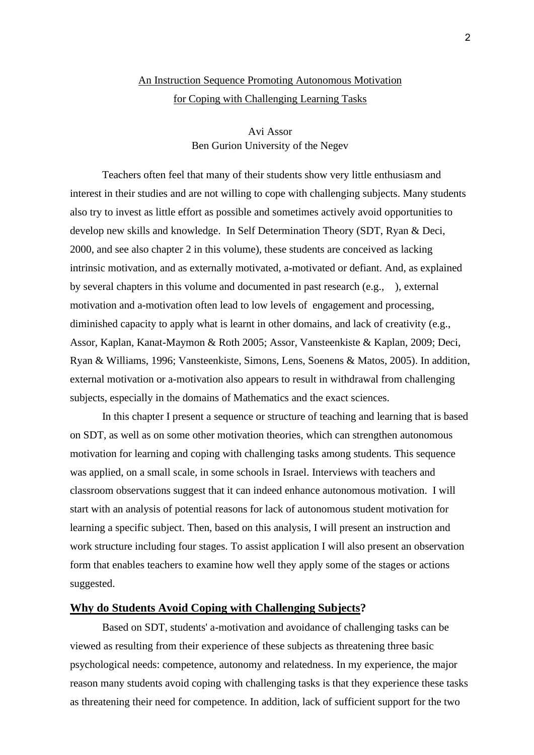# An Instruction Sequence Promoting Autonomous Motivation for Coping with Challenging Learning Tasks

Avi Assor
Ben Gurion University of the Negev

Teachers often feel that many of their students show very little enthusiasm and interest in their studies and are not willing to cope with challenging subjects. Many students also try to invest as little effort as possible and sometimes actively avoid opportunities to develop new skills and knowledge. In Self Determination Theory (SDT, Ryan & Deci, 2000, and see also chapter 2 in this volume), these students are conceived as lacking intrinsic motivation, and as externally motivated, a-motivated or defiant. And, as explained by several chapters in this volume and documented in past research (e.g., ), external motivation and a-motivation often lead to low levels of engagement and processing, diminished capacity to apply what is learnt in other domains, and lack of creativity (e.g., Assor, Kaplan, Kanat-Maymon & Roth 2005; Assor, Vansteenkiste & Kaplan, 2009; Deci, Ryan & Williams, 1996; Vansteenkiste, Simons, Lens, Soenens & Matos, 2005). In addition, external motivation or a-motivation also appears to result in withdrawal from challenging subjects, especially in the domains of Mathematics and the exact sciences.

In this chapter I present a sequence or structure of teaching and learning that is based on SDT, as well as on some other motivation theories, which can strengthen autonomous motivation for learning and coping with challenging tasks among students. This sequence was applied, on a small scale, in some schools in Israel. Interviews with teachers and classroom observations suggest that it can indeed enhance autonomous motivation. I will start with an analysis of potential reasons for lack of autonomous student motivation for learning a specific subject. Then, based on this analysis, I will present an instruction and work structure including four stages. To assist application I will also present an observation form that enables teachers to examine how well they apply some of the stages or actions suggested.

## Why do Students Avoid Coping with Challenging Subjects?

Based on SDT, students' a-motivation and avoidance of challenging tasks can be viewed as resulting from their experience of these subjects as threatening three basic psychological needs: competence, autonomy and relatedness. In my experience, the major reason many students avoid coping with challenging tasks is that they experience these tasks as threatening their need for competence. In addition, lack of sufficient support for the two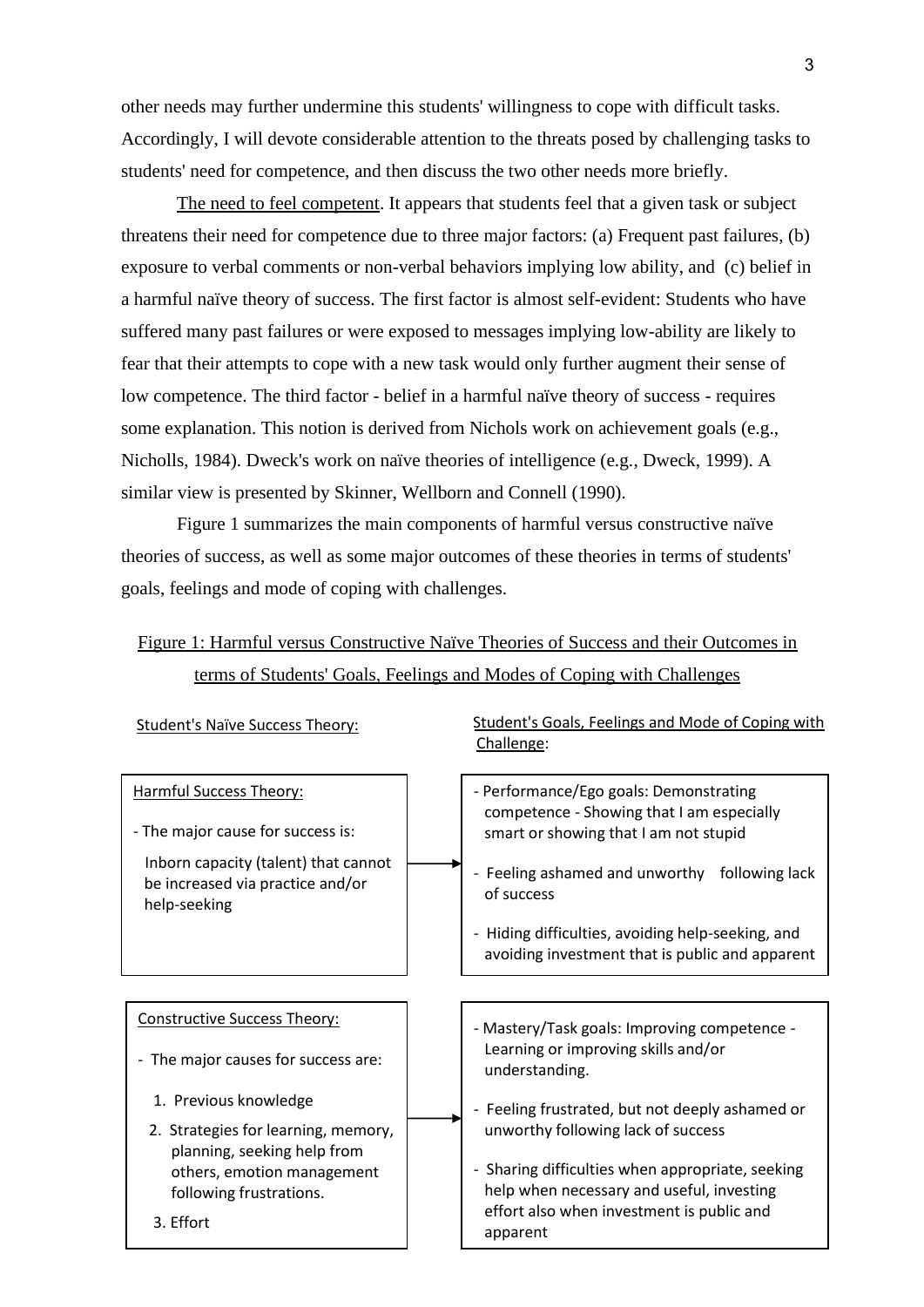other needs may further undermine this students' willingness to cope with difficult tasks. Accordingly, I will devote considerable attention to the threats posed by challenging tasks to students' need for competence, and then discuss the two other needs more briefly.

<u>The need to feel competent</u>. It appears that students feel that a given task or subject threatens their need for competence due to three major factors: (a) Frequent past failures, (b) exposure to verbal comments or non-verbal behaviors implying low ability, and (c) belief in a harmful naïve theory of success. The first factor is almost self-evident: Students who have suffered many past failures or were exposed to messages implying low-ability are likely to fear that their attempts to cope with a new task would only further augment their sense of low competence. The third factor - belief in a harmful naïve theory of success - requires some explanation. This notion is derived from Nichols work on achievement goals (e.g., Nicholls, 1984). Dweck's work on naïve theories of intelligence (e.g., Dweck, 1999). A similar view is presented by Skinner, Wellborn and Connell (1990).

Figure 1 summarizes the main components of harmful versus constructive naïve theories of success, as well as some major outcomes of these theories in terms of students' goals, feelings and mode of coping with challenges.

<u>Figure 1: Harmful versus Constructive Naïve Theories of Success and their Outcomes in terms of Students' Goals, Feelings and Modes of Coping with Challenges</u>

| Student's Naïve Success Theory: | Student's Goals, Feelings and Mode of Coping with Challenge: |
| --- | --- |
| **Harmful Success Theory:**<br>- The major cause for success is:<br>Inborn capacity (talent) that cannot be increased via practice and/or help-seeking | - Performance/Ego goals: Demonstrating competence - Showing that I am especially smart or showing that I am not stupid<br>- Feeling ashamed and unworthy following lack of success<br>- Hiding difficulties, avoiding help-seeking, and avoiding investment that is public and apparent |
| **Constructive Success Theory:**<br>- The major causes for success are:<br>1. Previous knowledge<br>2. Strategies for learning, memory, planning, seeking help from others, emotion management following frustrations.<br>3. Effort | - Mastery/Task goals: Improving competence - Learning or improving skills and/or understanding.<br>- Feeling frustrated, but not deeply ashamed or unworthy following lack of success<br>- Sharing difficulties when appropriate, seeking help when necessary and useful, investing effort also when investment is public and apparent |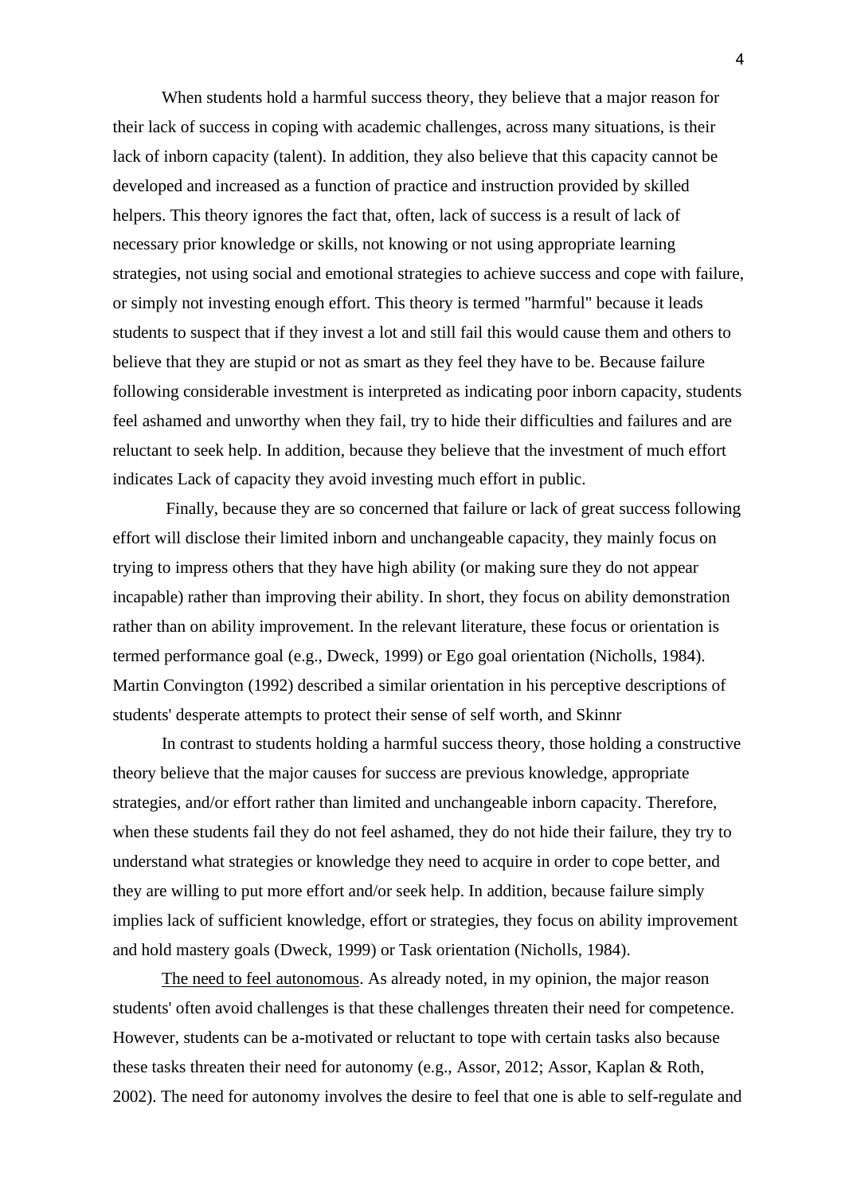When students hold a harmful success theory, they believe that a major reason for their lack of success in coping with academic challenges, across many situations, is their lack of inborn capacity (talent). In addition, they also believe that this capacity cannot be developed and increased as a function of practice and instruction provided by skilled helpers. This theory ignores the fact that, often, lack of success is a result of lack of necessary prior knowledge or skills, not knowing or not using appropriate learning strategies, not using social and emotional strategies to achieve success and cope with failure, or simply not investing enough effort. This theory is termed "harmful" because it leads students to suspect that if they invest a lot and still fail this would cause them and others to believe that they are stupid or not as smart as they feel they have to be. Because failure following considerable investment is interpreted as indicating poor inborn capacity, students feel ashamed and unworthy when they fail, try to hide their difficulties and failures and are reluctant to seek help. In addition, because they believe that the investment of much effort indicates Lack of capacity they avoid investing much effort in public.

Finally, because they are so concerned that failure or lack of great success following effort will disclose their limited inborn and unchangeable capacity, they mainly focus on trying to impress others that they have high ability (or making sure they do not appear incapable) rather than improving their ability. In short, they focus on ability demonstration rather than on ability improvement. In the relevant literature, these focus or orientation is termed performance goal (e.g., Dweck, 1999) or Ego goal orientation (Nicholls, 1984). Martin Convington (1992) described a similar orientation in his perceptive descriptions of students' desperate attempts to protect their sense of self worth, and Skinnr

In contrast to students holding a harmful success theory, those holding a constructive theory believe that the major causes for success are previous knowledge, appropriate strategies, and/or effort rather than limited and unchangeable inborn capacity. Therefore, when these students fail they do not feel ashamed, they do not hide their failure, they try to understand what strategies or knowledge they need to acquire in order to cope better, and they are willing to put more effort and/or seek help. In addition, because failure simply implies lack of sufficient knowledge, effort or strategies, they focus on ability improvement and hold mastery goals (Dweck, 1999) or Task orientation (Nicholls, 1984).

<u>The need to feel autonomous</u>. As already noted, in my opinion, the major reason students' often avoid challenges is that these challenges threaten their need for competence. However, students can be a-motivated or reluctant to tope with certain tasks also because these tasks threaten their need for autonomy (e.g., Assor, 2012; Assor, Kaplan & Roth, 2002). The need for autonomy involves the desire to feel that one is able to self-regulate and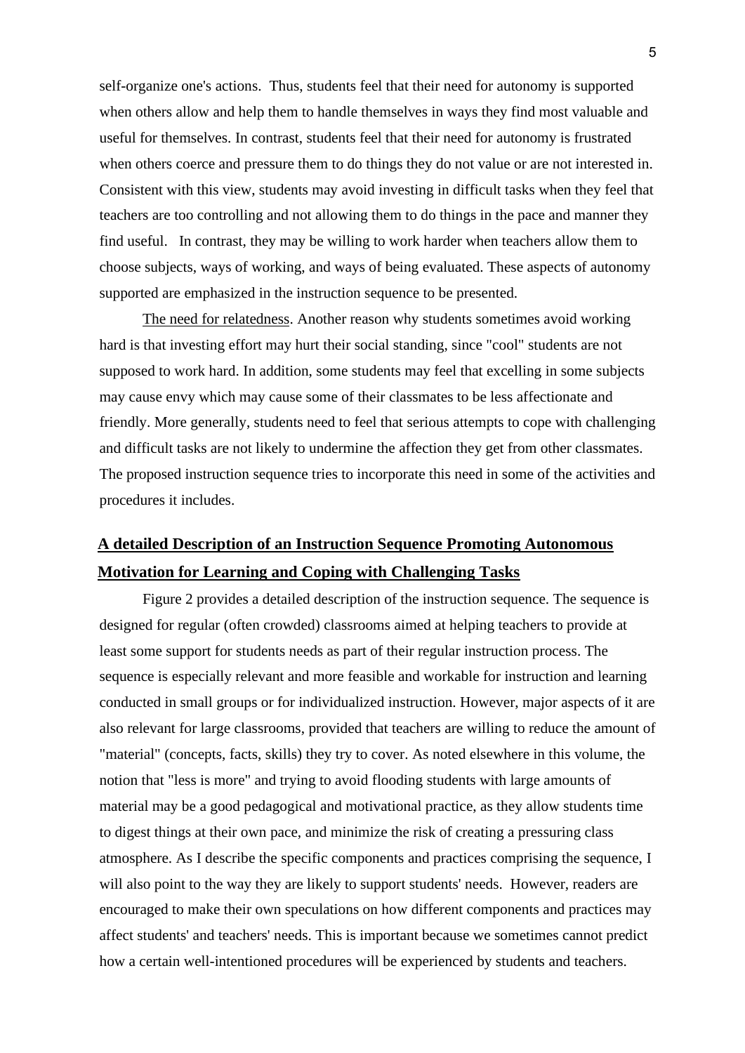self-organize one's actions. Thus, students feel that their need for autonomy is supported when others allow and help them to handle themselves in ways they find most valuable and useful for themselves. In contrast, students feel that their need for autonomy is frustrated when others coerce and pressure them to do things they do not value or are not interested in. Consistent with this view, students may avoid investing in difficult tasks when they feel that teachers are too controlling and not allowing them to do things in the pace and manner they find useful. In contrast, they may be willing to work harder when teachers allow them to choose subjects, ways of working, and ways of being evaluated. These aspects of autonomy supported are emphasized in the instruction sequence to be presented.

The need for relatedness. Another reason why students sometimes avoid working hard is that investing effort may hurt their social standing, since "cool" students are not supposed to work hard. In addition, some students may feel that excelling in some subjects may cause envy which may cause some of their classmates to be less affectionate and friendly. More generally, students need to feel that serious attempts to cope with challenging and difficult tasks are not likely to undermine the affection they get from other classmates. The proposed instruction sequence tries to incorporate this need in some of the activities and procedures it includes.

## A detailed Description of an Instruction Sequence Promoting Autonomous Motivation for Learning and Coping with Challenging Tasks

Figure 2 provides a detailed description of the instruction sequence. The sequence is designed for regular (often crowded) classrooms aimed at helping teachers to provide at least some support for students needs as part of their regular instruction process. The sequence is especially relevant and more feasible and workable for instruction and learning conducted in small groups or for individualized instruction. However, major aspects of it are also relevant for large classrooms, provided that teachers are willing to reduce the amount of "material" (concepts, facts, skills) they try to cover. As noted elsewhere in this volume, the notion that "less is more" and trying to avoid flooding students with large amounts of material may be a good pedagogical and motivational practice, as they allow students time to digest things at their own pace, and minimize the risk of creating a pressuring class atmosphere. As I describe the specific components and practices comprising the sequence, I will also point to the way they are likely to support students' needs. However, readers are encouraged to make their own speculations on how different components and practices may affect students' and teachers' needs. This is important because we sometimes cannot predict how a certain well-intentioned procedures will be experienced by students and teachers.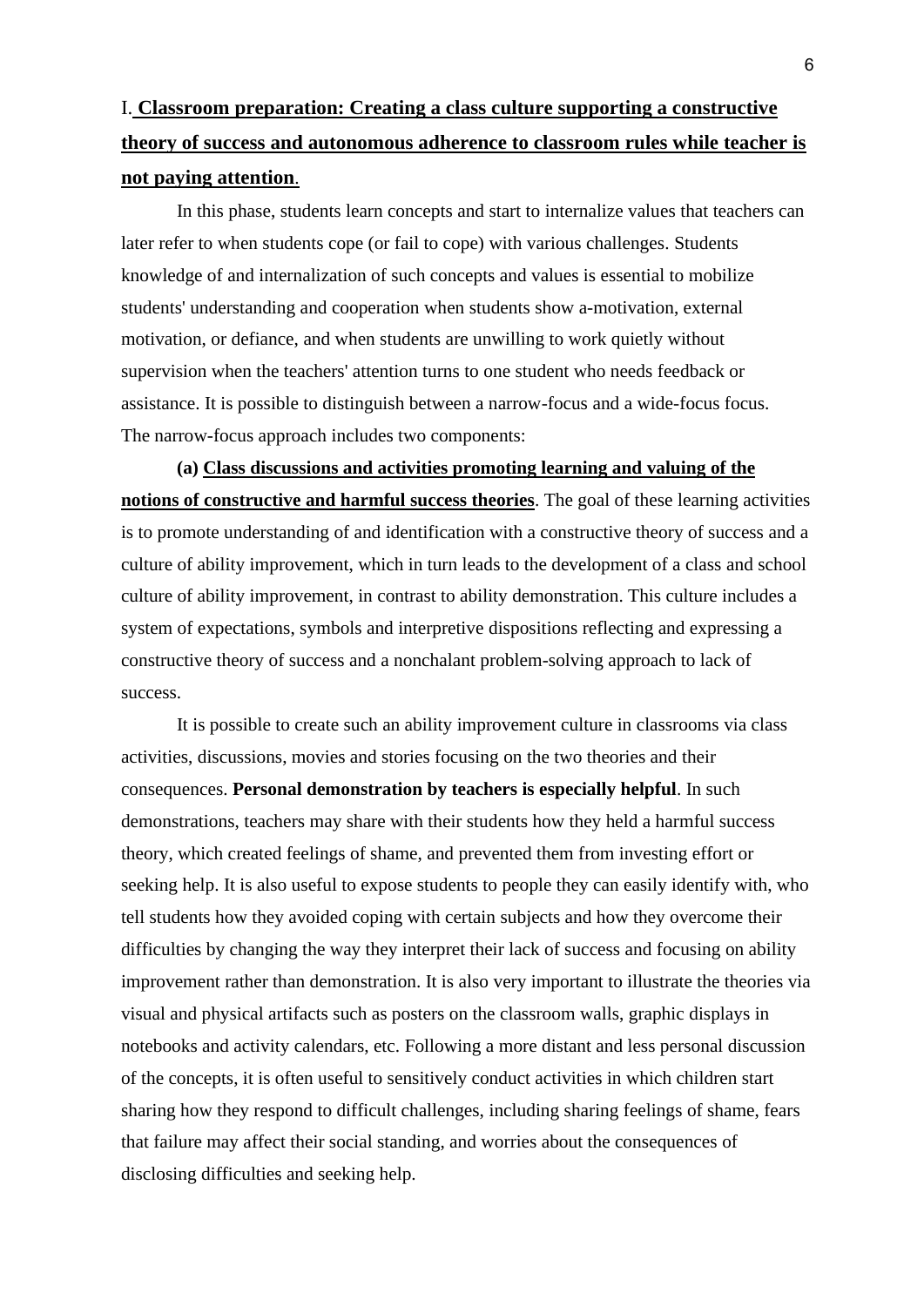## I. **Classroom preparation: Creating a class culture supporting a constructive theory of success and autonomous adherence to classroom rules while teacher is not paying attention**.

In this phase, students learn concepts and start to internalize values that teachers can later refer to when students cope (or fail to cope) with various challenges. Students knowledge of and internalization of such concepts and values is essential to mobilize students' understanding and cooperation when students show a-motivation, external motivation, or defiance, and when students are unwilling to work quietly without supervision when the teachers' attention turns to one student who needs feedback or assistance. It is possible to distinguish between a narrow-focus and a wide-focus focus. The narrow-focus approach includes two components:

**(a) Class discussions and activities promoting learning and valuing of the notions of constructive and harmful success theories**. The goal of these learning activities is to promote understanding of and identification with a constructive theory of success and a culture of ability improvement, which in turn leads to the development of a class and school culture of ability improvement, in contrast to ability demonstration. This culture includes a system of expectations, symbols and interpretive dispositions reflecting and expressing a constructive theory of success and a nonchalant problem-solving approach to lack of success.

It is possible to create such an ability improvement culture in classrooms via class activities, discussions, movies and stories focusing on the two theories and their consequences. **Personal demonstration by teachers is especially helpful**. In such demonstrations, teachers may share with their students how they held a harmful success theory, which created feelings of shame, and prevented them from investing effort or seeking help. It is also useful to expose students to people they can easily identify with, who tell students how they avoided coping with certain subjects and how they overcome their difficulties by changing the way they interpret their lack of success and focusing on ability improvement rather than demonstration. It is also very important to illustrate the theories via visual and physical artifacts such as posters on the classroom walls, graphic displays in notebooks and activity calendars, etc. Following a more distant and less personal discussion of the concepts, it is often useful to sensitively conduct activities in which children start sharing how they respond to difficult challenges, including sharing feelings of shame, fears that failure may affect their social standing, and worries about the consequences of disclosing difficulties and seeking help.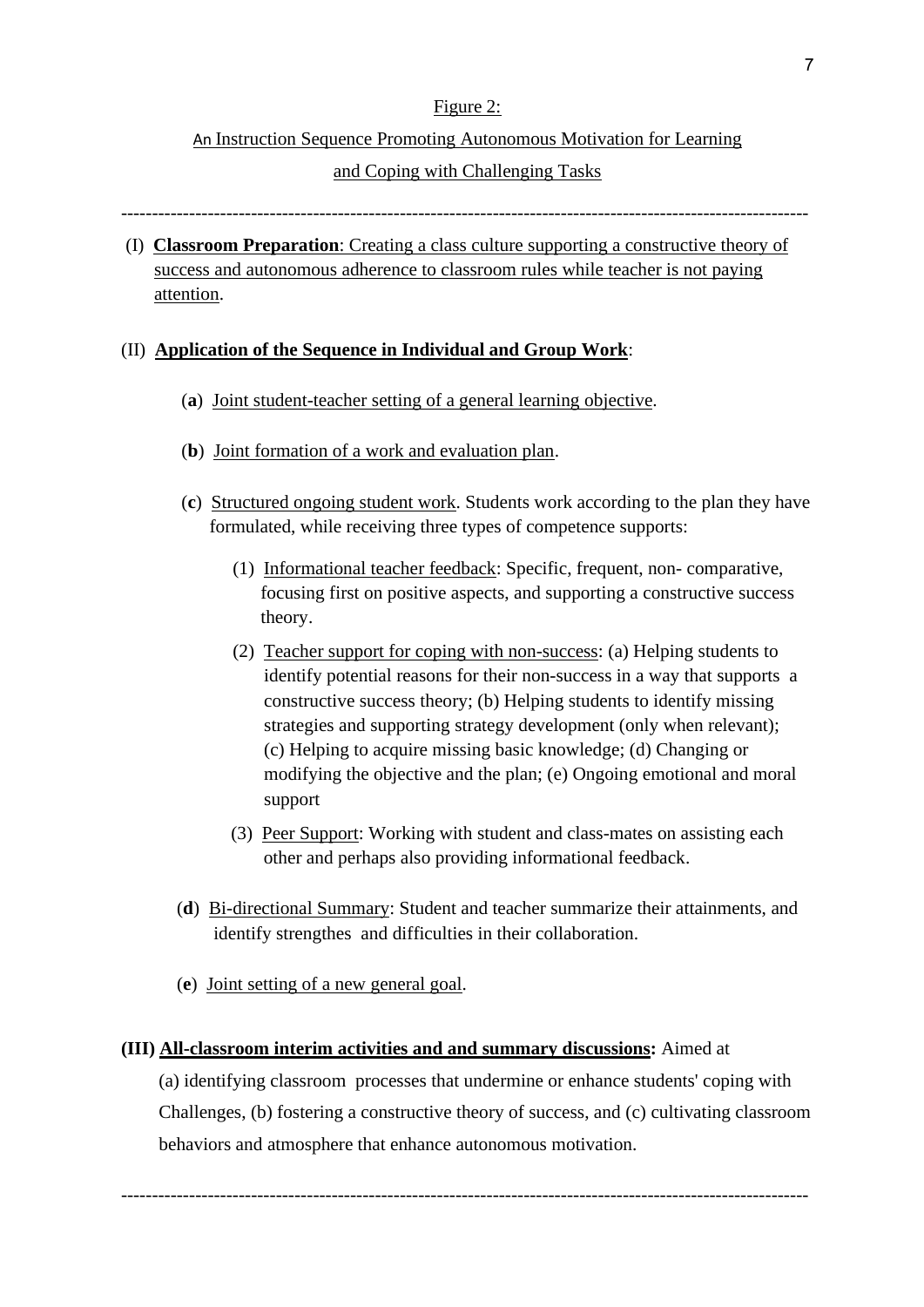Figure 2:

An Instruction Sequence Promoting Autonomous Motivation for Learning and Coping with Challenging Tasks

---

(I) **Classroom Preparation**: Creating a class culture supporting a constructive theory of success and autonomous adherence to classroom rules while teacher is not paying attention.

(II) **Application of the Sequence in Individual and Group Work**:

(**a**) Joint student-teacher setting of a general learning objective.

(**b**) Joint formation of a work and evaluation plan.

(**c**) Structured ongoing student work. Students work according to the plan they have formulated, while receiving three types of competence supports:

(1) Informational teacher feedback: Specific, frequent, non- comparative, focusing first on positive aspects, and supporting a constructive success theory.

(2) Teacher support for coping with non-success: (a) Helping students to identify potential reasons for their non-success in a way that supports a constructive success theory; (b) Helping students to identify missing strategies and supporting strategy development (only when relevant); (c) Helping to acquire missing basic knowledge; (d) Changing or modifying the objective and the plan; (e) Ongoing emotional and moral support

(3) Peer Support: Working with student and class-mates on assisting each other and perhaps also providing informational feedback.

(**d**) Bi-directional Summary: Student and teacher summarize their attainments, and identify strengthes and difficulties in their collaboration.

(**e**) Joint setting of a new general goal.

**(III) All-classroom interim activities and and summary discussions:** Aimed at (a) identifying classroom processes that undermine or enhance students' coping with Challenges, (b) fostering a constructive theory of success, and (c) cultivating classroom behaviors and atmosphere that enhance autonomous motivation.

---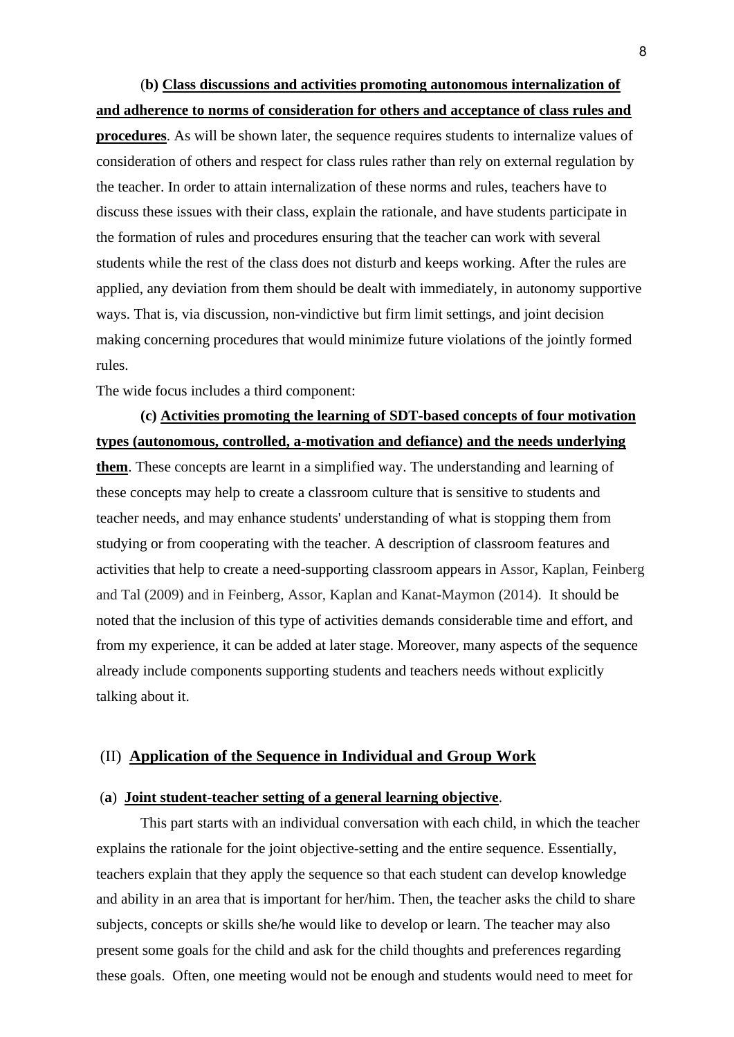(**b) <u>Class discussions and activities promoting autonomous internalization of and adherence to norms of consideration for others and acceptance of class rules and procedures</u>**. As will be shown later, the sequence requires students to internalize values of consideration of others and respect for class rules rather than rely on external regulation by the teacher. In order to attain internalization of these norms and rules, teachers have to discuss these issues with their class, explain the rationale, and have students participate in the formation of rules and procedures ensuring that the teacher can work with several students while the rest of the class does not disturb and keeps working. After the rules are applied, any deviation from them should be dealt with immediately, in autonomy supportive ways. That is, via discussion, non-vindictive but firm limit settings, and joint decision making concerning procedures that would minimize future violations of the jointly formed rules.

The wide focus includes a third component:

**(c) <u>Activities promoting the learning of SDT-based concepts of four motivation types (autonomous, controlled, a-motivation and defiance) and the needs underlying them</u>**. These concepts are learnt in a simplified way. The understanding and learning of these concepts may help to create a classroom culture that is sensitive to students and teacher needs, and may enhance students' understanding of what is stopping them from studying or from cooperating with the teacher. A description of classroom features and activities that help to create a need-supporting classroom appears in Assor, Kaplan, Feinberg and Tal (2009) and in Feinberg, Assor, Kaplan and Kanat-Maymon (2014). It should be noted that the inclusion of this type of activities demands considerable time and effort, and from my experience, it can be added at later stage. Moreover, many aspects of the sequence already include components supporting students and teachers needs without explicitly talking about it.

## (II) <u>Application of the Sequence in Individual and Group Work</u>

### (**a**) <u>Joint student-teacher setting of a general learning objective</u>.

This part starts with an individual conversation with each child, in which the teacher explains the rationale for the joint objective-setting and the entire sequence. Essentially, teachers explain that they apply the sequence so that each student can develop knowledge and ability in an area that is important for her/him. Then, the teacher asks the child to share subjects, concepts or skills she/he would like to develop or learn. The teacher may also present some goals for the child and ask for the child thoughts and preferences regarding these goals. Often, one meeting would not be enough and students would need to meet for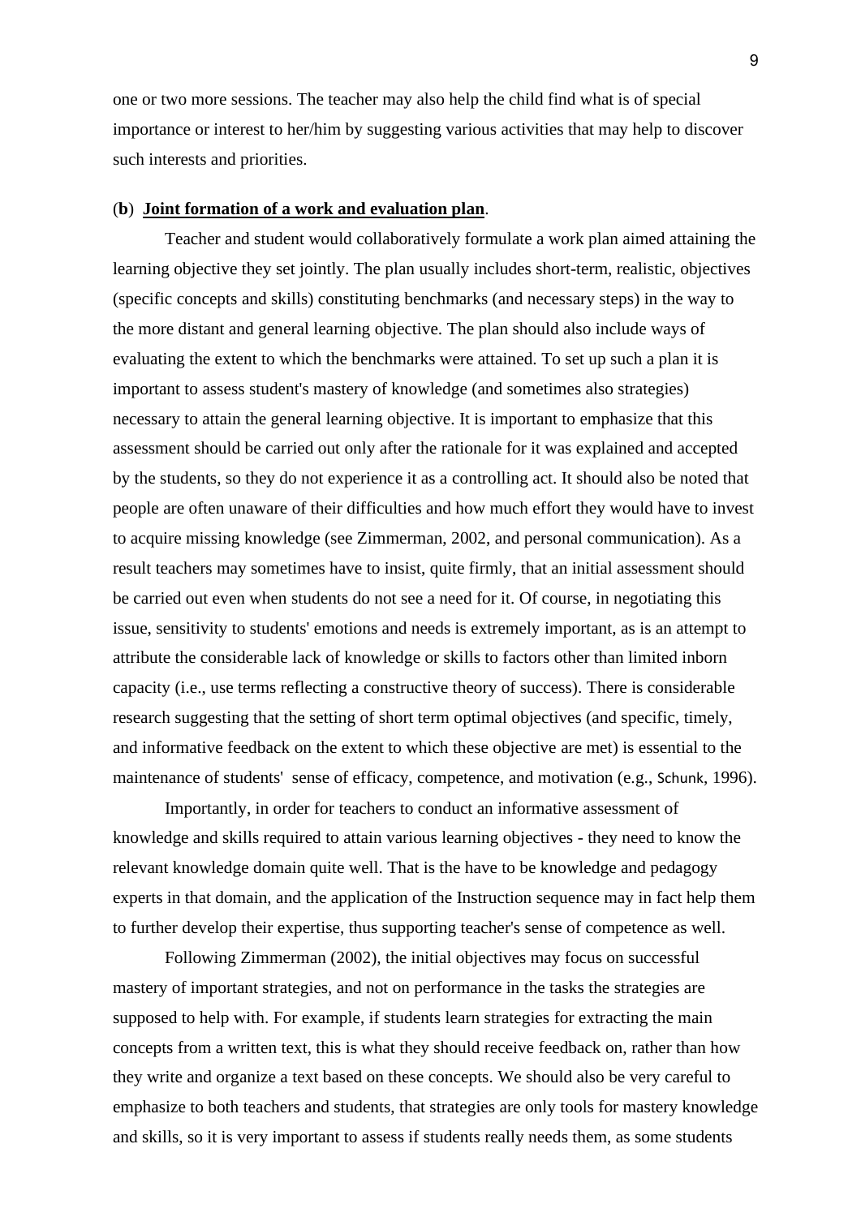one or two more sessions. The teacher may also help the child find what is of special importance or interest to her/him by suggesting various activities that may help to discover such interests and priorities.

(**b**) **<u>Joint formation of a work and evaluation plan</u>**.

Teacher and student would collaboratively formulate a work plan aimed attaining the learning objective they set jointly. The plan usually includes short-term, realistic, objectives (specific concepts and skills) constituting benchmarks (and necessary steps) in the way to the more distant and general learning objective. The plan should also include ways of evaluating the extent to which the benchmarks were attained. To set up such a plan it is important to assess student's mastery of knowledge (and sometimes also strategies) necessary to attain the general learning objective. It is important to emphasize that this assessment should be carried out only after the rationale for it was explained and accepted by the students, so they do not experience it as a controlling act. It should also be noted that people are often unaware of their difficulties and how much effort they would have to invest to acquire missing knowledge (see Zimmerman, 2002, and personal communication). As a result teachers may sometimes have to insist, quite firmly, that an initial assessment should be carried out even when students do not see a need for it. Of course, in negotiating this issue, sensitivity to students' emotions and needs is extremely important, as is an attempt to attribute the considerable lack of knowledge or skills to factors other than limited inborn capacity (i.e., use terms reflecting a constructive theory of success). There is considerable research suggesting that the setting of short term optimal objectives (and specific, timely, and informative feedback on the extent to which these objective are met) is essential to the maintenance of students' sense of efficacy, competence, and motivation (e.g., Schunk, 1996).

Importantly, in order for teachers to conduct an informative assessment of knowledge and skills required to attain various learning objectives - they need to know the relevant knowledge domain quite well. That is the have to be knowledge and pedagogy experts in that domain, and the application of the Instruction sequence may in fact help them to further develop their expertise, thus supporting teacher's sense of competence as well.

Following Zimmerman (2002), the initial objectives may focus on successful mastery of important strategies, and not on performance in the tasks the strategies are supposed to help with. For example, if students learn strategies for extracting the main concepts from a written text, this is what they should receive feedback on, rather than how they write and organize a text based on these concepts. We should also be very careful to emphasize to both teachers and students, that strategies are only tools for mastery knowledge and skills, so it is very important to assess if students really needs them, as some students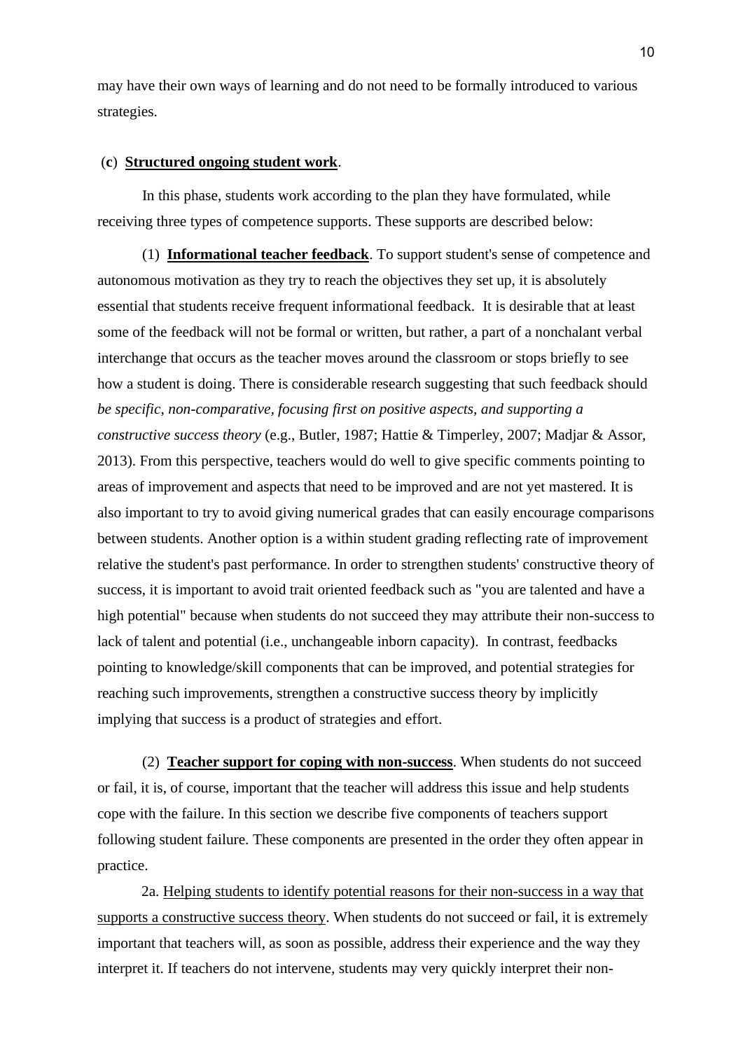may have their own ways of learning and do not need to be formally introduced to various strategies.

(c) **Structured ongoing student work**.

In this phase, students work according to the plan they have formulated, while receiving three types of competence supports. These supports are described below:

(1) **Informational teacher feedback**. To support student's sense of competence and autonomous motivation as they try to reach the objectives they set up, it is absolutely essential that students receive frequent informational feedback. It is desirable that at least some of the feedback will not be formal or written, but rather, a part of a nonchalant verbal interchange that occurs as the teacher moves around the classroom or stops briefly to see how a student is doing. There is considerable research suggesting that such feedback should *be specific, non-comparative, focusing first on positive aspects, and supporting a constructive success theory* (e.g., Butler, 1987; Hattie & Timperley, 2007; Madjar & Assor, 2013). From this perspective, teachers would do well to give specific comments pointing to areas of improvement and aspects that need to be improved and are not yet mastered. It is also important to try to avoid giving numerical grades that can easily encourage comparisons between students. Another option is a within student grading reflecting rate of improvement relative the student's past performance. In order to strengthen students' constructive theory of success, it is important to avoid trait oriented feedback such as "you are talented and have a high potential" because when students do not succeed they may attribute their non-success to lack of talent and potential (i.e., unchangeable inborn capacity). In contrast, feedbacks pointing to knowledge/skill components that can be improved, and potential strategies for reaching such improvements, strengthen a constructive success theory by implicitly implying that success is a product of strategies and effort.

(2) **Teacher support for coping with non-success**. When students do not succeed or fail, it is, of course, important that the teacher will address this issue and help students cope with the failure. In this section we describe five components of teachers support following student failure. These components are presented in the order they often appear in practice.

2a. Helping students to identify potential reasons for their non-success in a way that supports a constructive success theory. When students do not succeed or fail, it is extremely important that teachers will, as soon as possible, address their experience and the way they interpret it. If teachers do not intervene, students may very quickly interpret their non-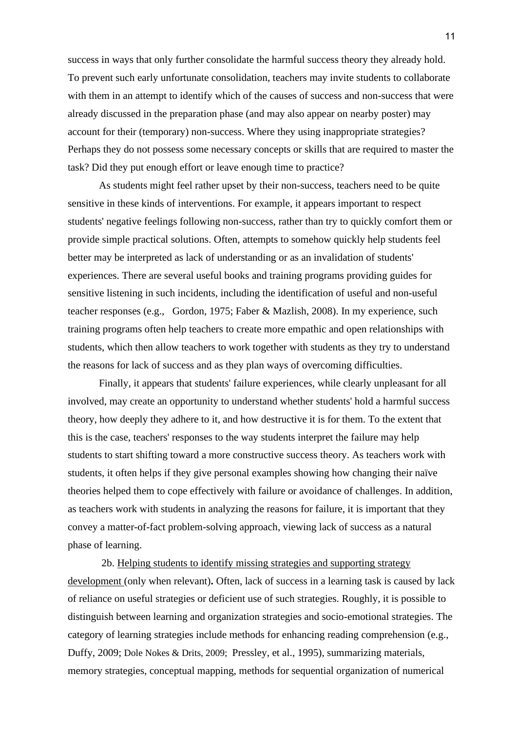success in ways that only further consolidate the harmful success theory they already hold. To prevent such early unfortunate consolidation, teachers may invite students to collaborate with them in an attempt to identify which of the causes of success and non-success that were already discussed in the preparation phase (and may also appear on nearby poster) may account for their (temporary) non-success. Where they using inappropriate strategies? Perhaps they do not possess some necessary concepts or skills that are required to master the task? Did they put enough effort or leave enough time to practice?

As students might feel rather upset by their non-success, teachers need to be quite sensitive in these kinds of interventions. For example, it appears important to respect students' negative feelings following non-success, rather than try to quickly comfort them or provide simple practical solutions. Often, attempts to somehow quickly help students feel better may be interpreted as lack of understanding or as an invalidation of students' experiences. There are several useful books and training programs providing guides for sensitive listening in such incidents, including the identification of useful and non-useful teacher responses (e.g., Gordon, 1975; Faber & Mazlish, 2008). In my experience, such training programs often help teachers to create more empathic and open relationships with students, which then allow teachers to work together with students as they try to understand the reasons for lack of success and as they plan ways of overcoming difficulties.

Finally, it appears that students' failure experiences, while clearly unpleasant for all involved, may create an opportunity to understand whether students' hold a harmful success theory, how deeply they adhere to it, and how destructive it is for them. To the extent that this is the case, teachers' responses to the way students interpret the failure may help students to start shifting toward a more constructive success theory. As teachers work with students, it often helps if they give personal examples showing how changing their naïve theories helped them to cope effectively with failure or avoidance of challenges. In addition, as teachers work with students in analyzing the reasons for failure, it is important that they convey a matter-of-fact problem-solving approach, viewing lack of success as a natural phase of learning.

2b. Helping students to identify missing strategies and supporting strategy development (only when relevant)**.** Often, lack of success in a learning task is caused by lack of reliance on useful strategies or deficient use of such strategies. Roughly, it is possible to distinguish between learning and organization strategies and socio-emotional strategies. The category of learning strategies include methods for enhancing reading comprehension (e.g., Duffy, 2009; Dole Nokes & Drits, 2009; Pressley, et al., 1995), summarizing materials, memory strategies, conceptual mapping, methods for sequential organization of numerical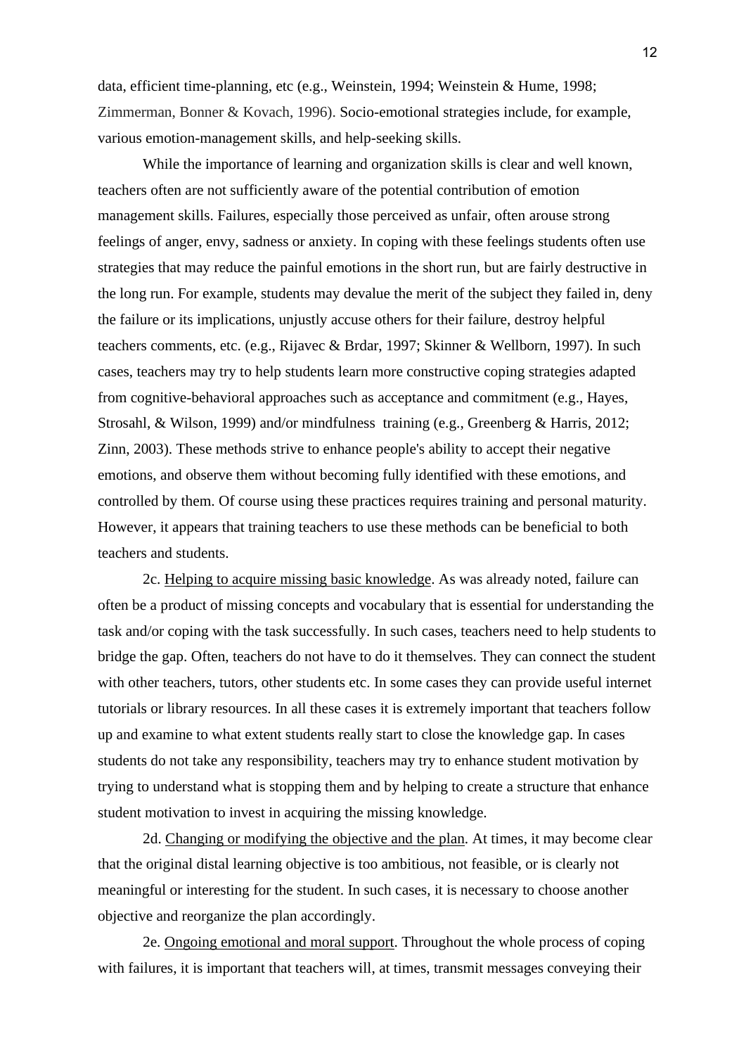data, efficient time-planning, etc (e.g., Weinstein, 1994; Weinstein & Hume, 1998; Zimmerman, Bonner & Kovach, 1996). Socio-emotional strategies include, for example, various emotion-management skills, and help-seeking skills.

While the importance of learning and organization skills is clear and well known, teachers often are not sufficiently aware of the potential contribution of emotion management skills. Failures, especially those perceived as unfair, often arouse strong feelings of anger, envy, sadness or anxiety. In coping with these feelings students often use strategies that may reduce the painful emotions in the short run, but are fairly destructive in the long run. For example, students may devalue the merit of the subject they failed in, deny the failure or its implications, unjustly accuse others for their failure, destroy helpful teachers comments, etc. (e.g., Rijavec & Brdar, 1997; Skinner & Wellborn, 1997). In such cases, teachers may try to help students learn more constructive coping strategies adapted from cognitive-behavioral approaches such as acceptance and commitment (e.g., Hayes, Strosahl, & Wilson, 1999) and/or mindfulness training (e.g., Greenberg & Harris, 2012; Zinn, 2003). These methods strive to enhance people's ability to accept their negative emotions, and observe them without becoming fully identified with these emotions, and controlled by them. Of course using these practices requires training and personal maturity. However, it appears that training teachers to use these methods can be beneficial to both teachers and students.

2c. Helping to acquire missing basic knowledge. As was already noted, failure can often be a product of missing concepts and vocabulary that is essential for understanding the task and/or coping with the task successfully. In such cases, teachers need to help students to bridge the gap. Often, teachers do not have to do it themselves. They can connect the student with other teachers, tutors, other students etc. In some cases they can provide useful internet tutorials or library resources. In all these cases it is extremely important that teachers follow up and examine to what extent students really start to close the knowledge gap. In cases students do not take any responsibility, teachers may try to enhance student motivation by trying to understand what is stopping them and by helping to create a structure that enhance student motivation to invest in acquiring the missing knowledge.

2d. Changing or modifying the objective and the plan. At times, it may become clear that the original distal learning objective is too ambitious, not feasible, or is clearly not meaningful or interesting for the student. In such cases, it is necessary to choose another objective and reorganize the plan accordingly.

2e. Ongoing emotional and moral support. Throughout the whole process of coping with failures, it is important that teachers will, at times, transmit messages conveying their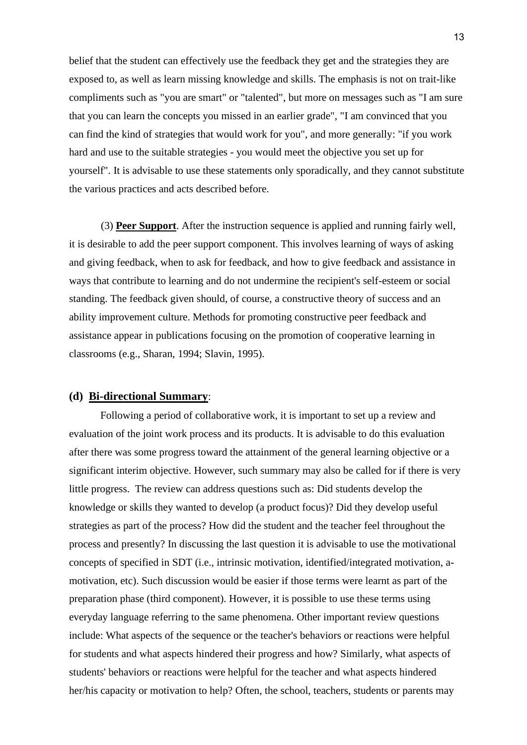belief that the student can effectively use the feedback they get and the strategies they are exposed to, as well as learn missing knowledge and skills. The emphasis is not on trait-like compliments such as "you are smart" or "talented", but more on messages such as "I am sure that you can learn the concepts you missed in an earlier grade", "I am convinced that you can find the kind of strategies that would work for you", and more generally: "if you work hard and use to the suitable strategies - you would meet the objective you set up for yourself". It is advisable to use these statements only sporadically, and they cannot substitute the various practices and acts described before.

(3) **Peer Support**. After the instruction sequence is applied and running fairly well, it is desirable to add the peer support component. This involves learning of ways of asking and giving feedback, when to ask for feedback, and how to give feedback and assistance in ways that contribute to learning and do not undermine the recipient's self-esteem or social standing. The feedback given should, of course, a constructive theory of success and an ability improvement culture. Methods for promoting constructive peer feedback and assistance appear in publications focusing on the promotion of cooperative learning in classrooms (e.g., Sharan, 1994; Slavin, 1995).

**(d) Bi-directional Summary**:

Following a period of collaborative work, it is important to set up a review and evaluation of the joint work process and its products. It is advisable to do this evaluation after there was some progress toward the attainment of the general learning objective or a significant interim objective. However, such summary may also be called for if there is very little progress. The review can address questions such as: Did students develop the knowledge or skills they wanted to develop (a product focus)? Did they develop useful strategies as part of the process? How did the student and the teacher feel throughout the process and presently? In discussing the last question it is advisable to use the motivational concepts of specified in SDT (i.e., intrinsic motivation, identified/integrated motivation, a-motivation, etc). Such discussion would be easier if those terms were learnt as part of the preparation phase (third component). However, it is possible to use these terms using everyday language referring to the same phenomena. Other important review questions include: What aspects of the sequence or the teacher's behaviors or reactions were helpful for students and what aspects hindered their progress and how? Similarly, what aspects of students' behaviors or reactions were helpful for the teacher and what aspects hindered her/his capacity or motivation to help? Often, the school, teachers, students or parents may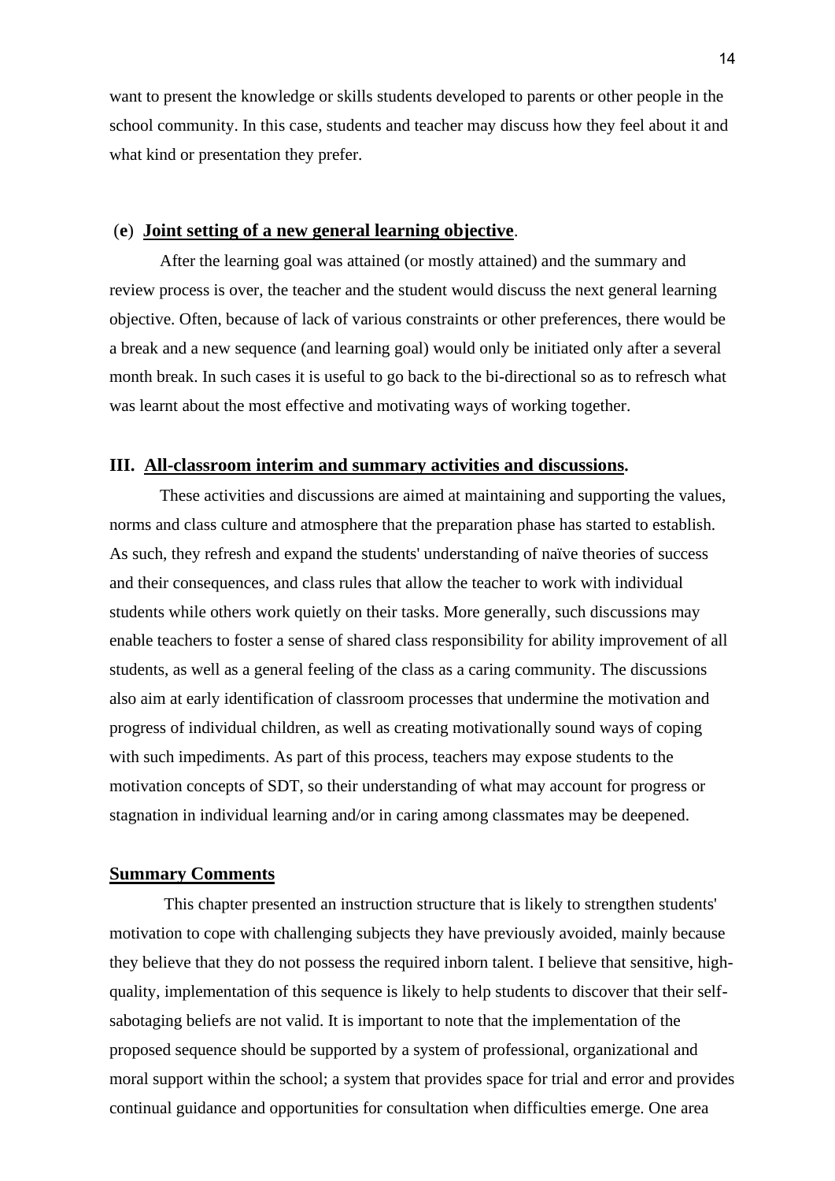want to present the knowledge or skills students developed to parents or other people in the school community. In this case, students and teacher may discuss how they feel about it and what kind or presentation they prefer.

(**e**) **Joint setting of a new general learning objective**.

After the learning goal was attained (or mostly attained) and the summary and review process is over, the teacher and the student would discuss the next general learning objective. Often, because of lack of various constraints or other preferences, there would be a break and a new sequence (and learning goal) would only be initiated only after a several month break. In such cases it is useful to go back to the bi-directional so as to refresch what was learnt about the most effective and motivating ways of working together.

### III. All-classroom interim and summary activities and discussions.

These activities and discussions are aimed at maintaining and supporting the values, norms and class culture and atmosphere that the preparation phase has started to establish. As such, they refresh and expand the students' understanding of naïve theories of success and their consequences, and class rules that allow the teacher to work with individual students while others work quietly on their tasks. More generally, such discussions may enable teachers to foster a sense of shared class responsibility for ability improvement of all students, as well as a general feeling of the class as a caring community. The discussions also aim at early identification of classroom processes that undermine the motivation and progress of individual children, as well as creating motivationally sound ways of coping with such impediments. As part of this process, teachers may expose students to the motivation concepts of SDT, so their understanding of what may account for progress or stagnation in individual learning and/or in caring among classmates may be deepened.

## Summary Comments

This chapter presented an instruction structure that is likely to strengthen students' motivation to cope with challenging subjects they have previously avoided, mainly because they believe that they do not possess the required inborn talent. I believe that sensitive, high-quality, implementation of this sequence is likely to help students to discover that their self-sabotaging beliefs are not valid. It is important to note that the implementation of the proposed sequence should be supported by a system of professional, organizational and moral support within the school; a system that provides space for trial and error and provides continual guidance and opportunities for consultation when difficulties emerge. One area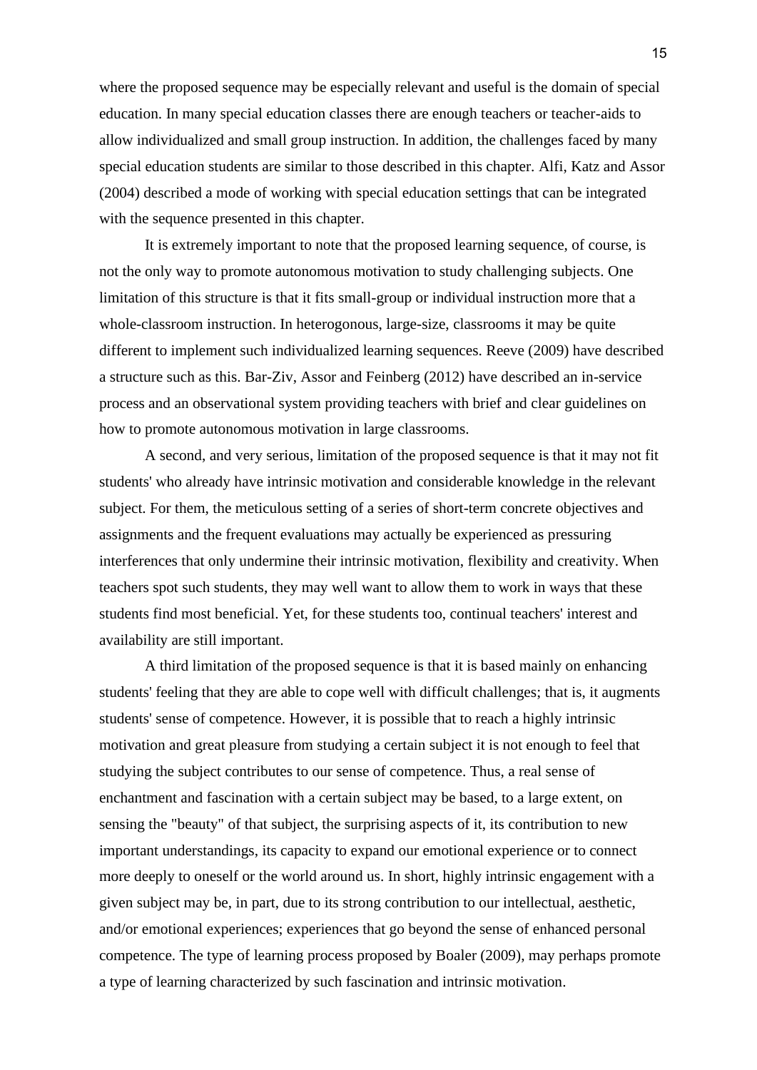where the proposed sequence may be especially relevant and useful is the domain of special education. In many special education classes there are enough teachers or teacher-aids to allow individualized and small group instruction. In addition, the challenges faced by many special education students are similar to those described in this chapter. Alfi, Katz and Assor (2004) described a mode of working with special education settings that can be integrated with the sequence presented in this chapter.

It is extremely important to note that the proposed learning sequence, of course, is not the only way to promote autonomous motivation to study challenging subjects. One limitation of this structure is that it fits small-group or individual instruction more that a whole-classroom instruction. In heterogonous, large-size, classrooms it may be quite different to implement such individualized learning sequences. Reeve (2009) have described a structure such as this. Bar-Ziv, Assor and Feinberg (2012) have described an in-service process and an observational system providing teachers with brief and clear guidelines on how to promote autonomous motivation in large classrooms.

A second, and very serious, limitation of the proposed sequence is that it may not fit students' who already have intrinsic motivation and considerable knowledge in the relevant subject. For them, the meticulous setting of a series of short-term concrete objectives and assignments and the frequent evaluations may actually be experienced as pressuring interferences that only undermine their intrinsic motivation, flexibility and creativity. When teachers spot such students, they may well want to allow them to work in ways that these students find most beneficial. Yet, for these students too, continual teachers' interest and availability are still important.

A third limitation of the proposed sequence is that it is based mainly on enhancing students' feeling that they are able to cope well with difficult challenges; that is, it augments students' sense of competence. However, it is possible that to reach a highly intrinsic motivation and great pleasure from studying a certain subject it is not enough to feel that studying the subject contributes to our sense of competence. Thus, a real sense of enchantment and fascination with a certain subject may be based, to a large extent, on sensing the "beauty" of that subject, the surprising aspects of it, its contribution to new important understandings, its capacity to expand our emotional experience or to connect more deeply to oneself or the world around us. In short, highly intrinsic engagement with a given subject may be, in part, due to its strong contribution to our intellectual, aesthetic, and/or emotional experiences; experiences that go beyond the sense of enhanced personal competence. The type of learning process proposed by Boaler (2009), may perhaps promote a type of learning characterized by such fascination and intrinsic motivation.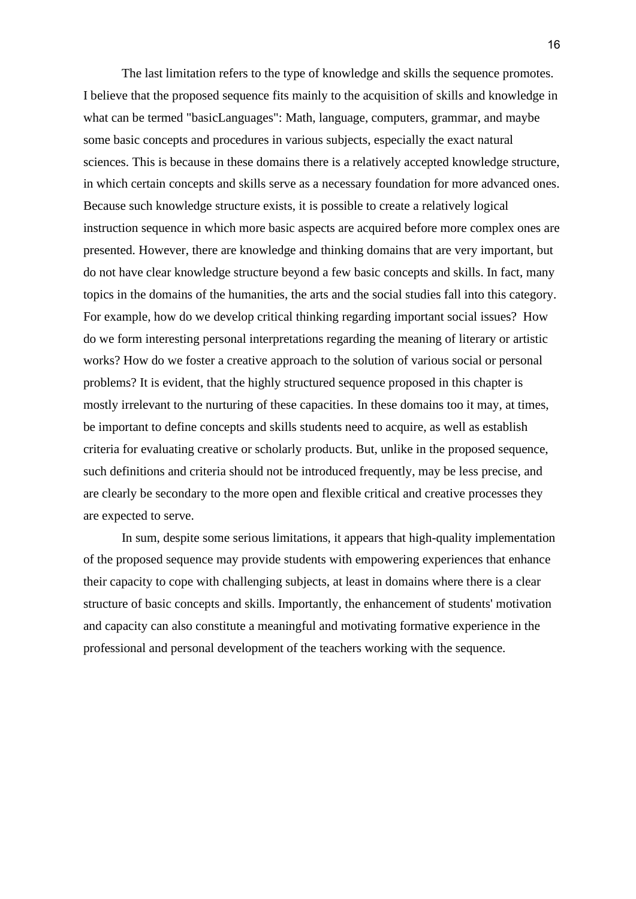The last limitation refers to the type of knowledge and skills the sequence promotes. I believe that the proposed sequence fits mainly to the acquisition of skills and knowledge in what can be termed "basicLanguages": Math, language, computers, grammar, and maybe some basic concepts and procedures in various subjects, especially the exact natural sciences. This is because in these domains there is a relatively accepted knowledge structure, in which certain concepts and skills serve as a necessary foundation for more advanced ones. Because such knowledge structure exists, it is possible to create a relatively logical instruction sequence in which more basic aspects are acquired before more complex ones are presented. However, there are knowledge and thinking domains that are very important, but do not have clear knowledge structure beyond a few basic concepts and skills. In fact, many topics in the domains of the humanities, the arts and the social studies fall into this category. For example, how do we develop critical thinking regarding important social issues? How do we form interesting personal interpretations regarding the meaning of literary or artistic works? How do we foster a creative approach to the solution of various social or personal problems? It is evident, that the highly structured sequence proposed in this chapter is mostly irrelevant to the nurturing of these capacities. In these domains too it may, at times, be important to define concepts and skills students need to acquire, as well as establish criteria for evaluating creative or scholarly products. But, unlike in the proposed sequence, such definitions and criteria should not be introduced frequently, may be less precise, and are clearly be secondary to the more open and flexible critical and creative processes they are expected to serve.

In sum, despite some serious limitations, it appears that high-quality implementation of the proposed sequence may provide students with empowering experiences that enhance their capacity to cope with challenging subjects, at least in domains where there is a clear structure of basic concepts and skills. Importantly, the enhancement of students' motivation and capacity can also constitute a meaningful and motivating formative experience in the professional and personal development of the teachers working with the sequence.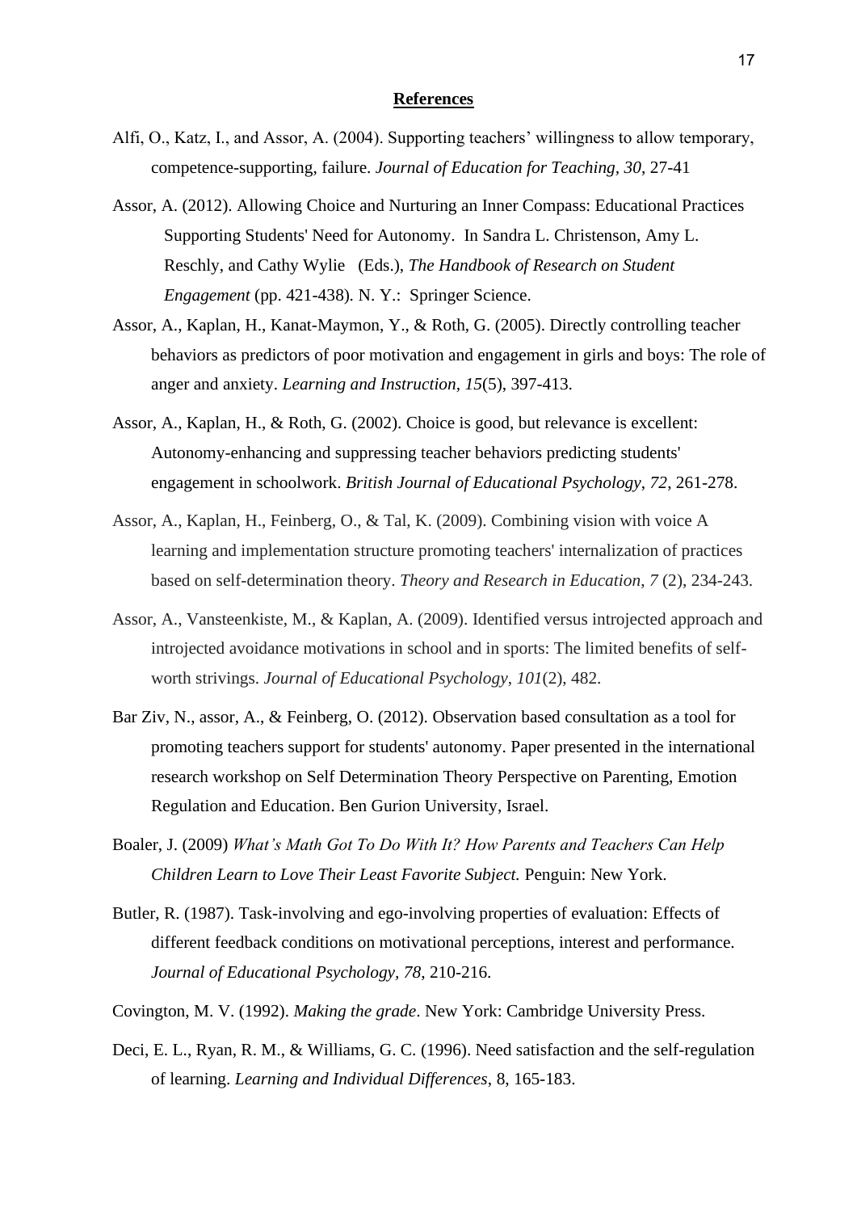## **References**

Alfi, O., Katz, I., and Assor, A. (2004). Supporting teachers' willingness to allow temporary, competence-supporting, failure. *Journal of Education for Teaching, 30*, 27-41

Assor, A. (2012). Allowing Choice and Nurturing an Inner Compass: Educational Practices Supporting Students' Need for Autonomy. In Sandra L. Christenson, Amy L. Reschly, and Cathy Wylie (Eds.), *The Handbook of Research on Student Engagement* (pp. 421-438). N. Y.: Springer Science.

Assor, A., Kaplan, H., Kanat-Maymon, Y., & Roth, G. (2005). Directly controlling teacher behaviors as predictors of poor motivation and engagement in girls and boys: The role of anger and anxiety. *Learning and Instruction, 15*(5), 397-413.

Assor, A., Kaplan, H., & Roth, G. (2002). Choice is good, but relevance is excellent: Autonomy-enhancing and suppressing teacher behaviors predicting students' engagement in schoolwork. *British Journal of Educational Psychology*, *72*, 261-278.

Assor, A., Kaplan, H., Feinberg, O., & Tal, K. (2009). Combining vision with voice A learning and implementation structure promoting teachers' internalization of practices based on self-determination theory. *Theory and Research in Education*, *7* (2), 234-243.

Assor, A., Vansteenkiste, M., & Kaplan, A. (2009). Identified versus introjected approach and introjected avoidance motivations in school and in sports: The limited benefits of self-worth strivings. *Journal of Educational Psychology*, *101*(2), 482.

Bar Ziv, N., assor, A., & Feinberg, O. (2012). Observation based consultation as a tool for promoting teachers support for students' autonomy. Paper presented in the international research workshop on Self Determination Theory Perspective on Parenting, Emotion Regulation and Education. Ben Gurion University, Israel.

Boaler, J. (2009) *What's Math Got To Do With It? How Parents and Teachers Can Help Children Learn to Love Their Least Favorite Subject.* Penguin: New York.

Butler, R. (1987). Task-involving and ego-involving properties of evaluation: Effects of different feedback conditions on motivational perceptions, interest and performance. *Journal of Educational Psychology, 78*, 210-216.

Covington, M. V. (1992). *Making the grade*. New York: Cambridge University Press.

Deci, E. L., Ryan, R. M., & Williams, G. C. (1996). Need satisfaction and the self-regulation of learning. *Learning and Individual Differences*, 8, 165-183.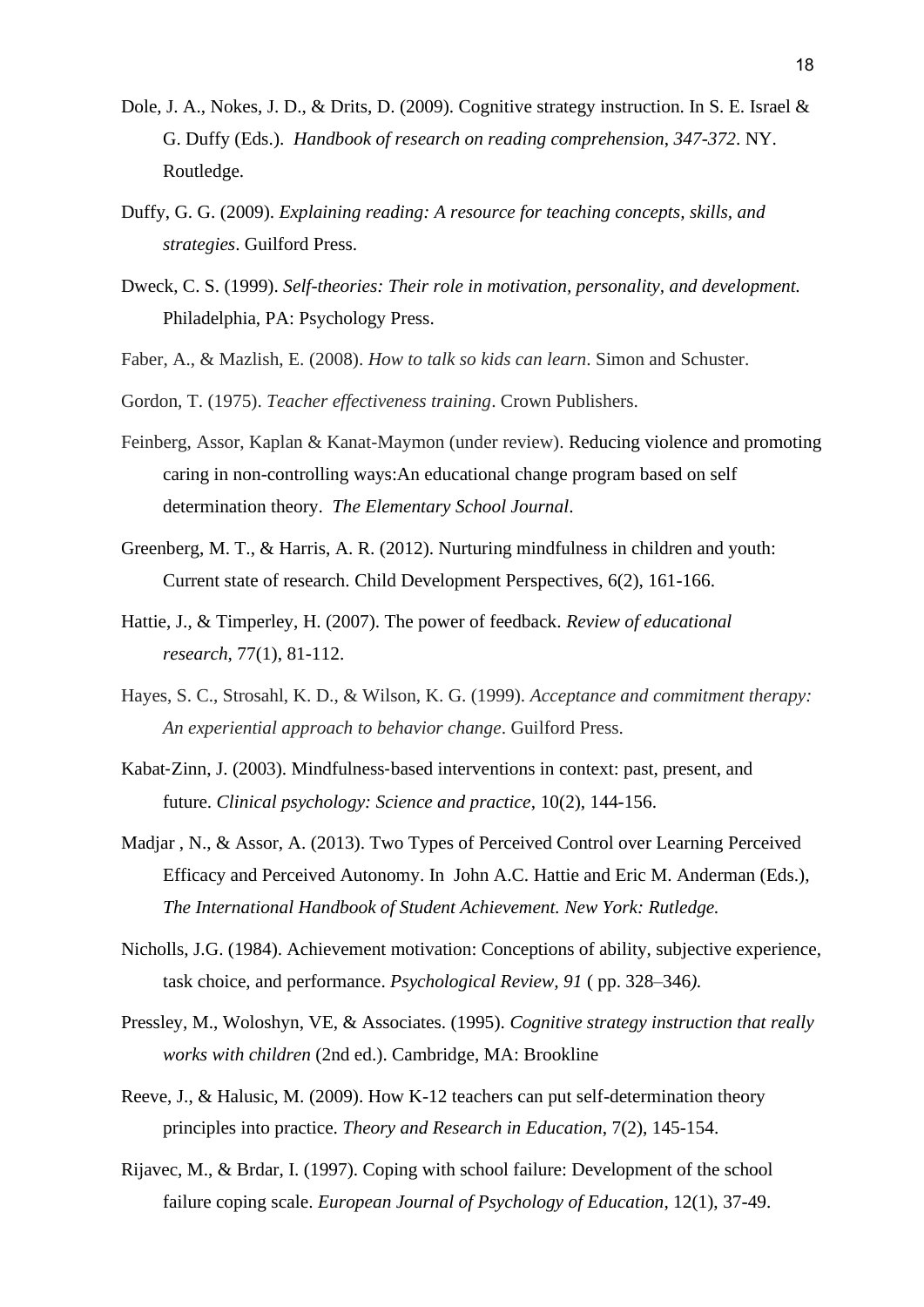Dole, J. A., Nokes, J. D., & Drits, D. (2009). Cognitive strategy instruction. In S. E. Israel & G. Duffy (Eds.). *Handbook of research on reading comprehension, 347-372*. NY. Routledge.

Duffy, G. G. (2009). *Explaining reading: A resource for teaching concepts, skills, and strategies*. Guilford Press.

Dweck, C. S. (1999). *Self-theories: Their role in motivation, personality, and development.* Philadelphia, PA: Psychology Press.

Faber, A., & Mazlish, E. (2008). *How to talk so kids can learn*. Simon and Schuster.

Gordon, T. (1975). *Teacher effectiveness training*. Crown Publishers.

Feinberg, Assor, Kaplan & Kanat-Maymon (under review). Reducing violence and promoting caring in non-controlling ways:An educational change program based on self determination theory. *The Elementary School Journal*.

Greenberg, M. T., & Harris, A. R. (2012). Nurturing mindfulness in children and youth: Current state of research. Child Development Perspectives, 6(2), 161-166.

Hattie, J., & Timperley, H. (2007). The power of feedback. *Review of educational research*, 77(1), 81-112.

Hayes, S. C., Strosahl, K. D., & Wilson, K. G. (1999). *Acceptance and commitment therapy: An experiential approach to behavior change*. Guilford Press.

Kabat-Zinn, J. (2003). Mindfulness-based interventions in context: past, present, and future. *Clinical psychology: Science and practice*, 10(2), 144-156.

Madjar , N., & Assor, A. (2013). Two Types of Perceived Control over Learning Perceived Efficacy and Perceived Autonomy. In John A.C. Hattie and Eric M. Anderman (Eds.), *The International Handbook of Student Achievement. New York: Rutledge.*

Nicholls, J.G. (1984). Achievement motivation: Conceptions of ability, subjective experience, task choice, and performance. *Psychological Review, 91* ( pp. 328–346*).*

Pressley, M., Woloshyn, VE, & Associates. (1995). *Cognitive strategy instruction that really works with children* (2nd ed.). Cambridge, MA: Brookline

Reeve, J., & Halusic, M. (2009). How K-12 teachers can put self-determination theory principles into practice. *Theory and Research in Education*, 7(2), 145-154.

Rijavec, M., & Brdar, I. (1997). Coping with school failure: Development of the school failure coping scale. *European Journal of Psychology of Education*, 12(1), 37-49.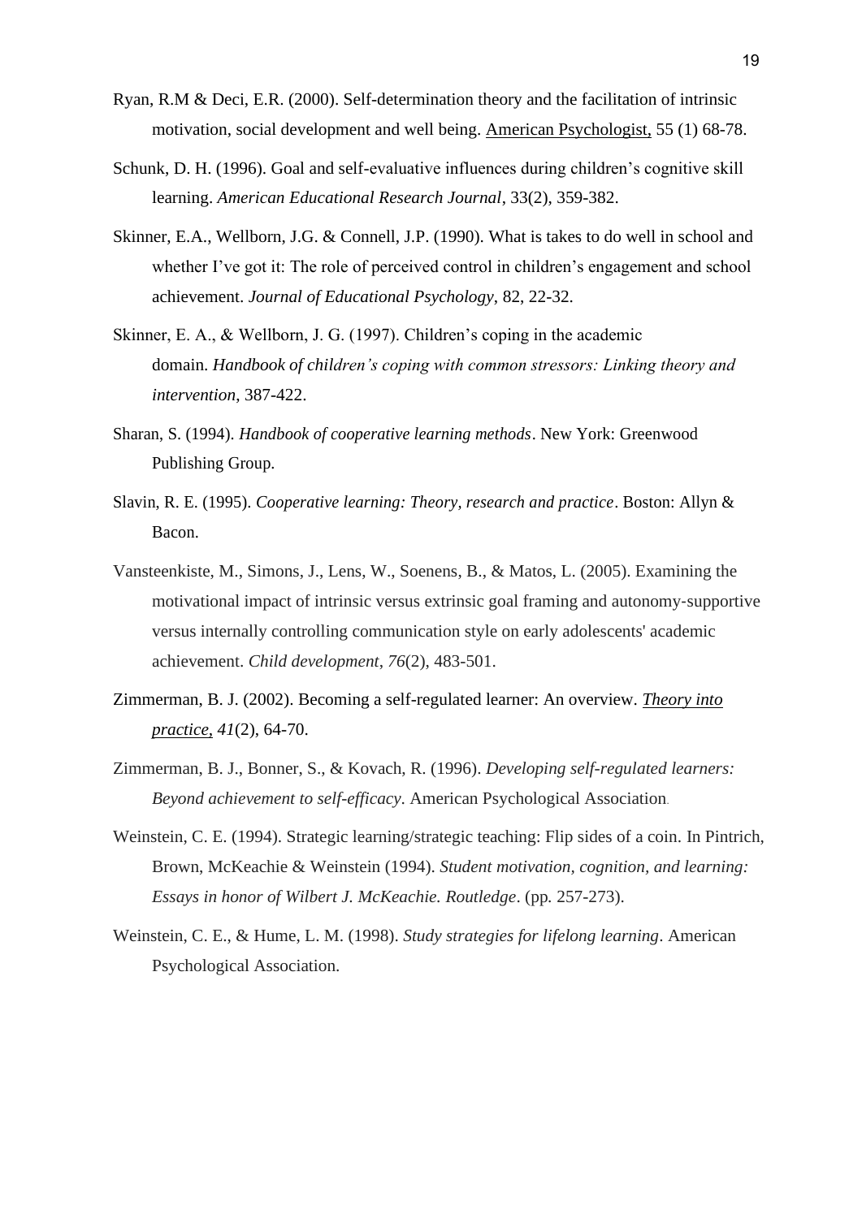Ryan, R.M & Deci, E.R. (2000). Self-determination theory and the facilitation of intrinsic motivation, social development and well being. American Psychologist, 55 (1) 68-78.

Schunk, D. H. (1996). Goal and self-evaluative influences during children's cognitive skill learning. *American Educational Research Journal*, 33(2), 359-382.

Skinner, E.A., Wellborn, J.G. & Connell, J.P. (1990). What is takes to do well in school and whether I've got it: The role of perceived control in children's engagement and school achievement. *Journal of Educational Psychology*, 82, 22-32.

Skinner, E. A., & Wellborn, J. G. (1997). Children's coping in the academic domain. *Handbook of children's coping with common stressors: Linking theory and intervention*, 387-422.

Sharan, S. (1994). *Handbook of cooperative learning methods*. New York: Greenwood Publishing Group.

Slavin, R. E. (1995). *Cooperative learning: Theory, research and practice*. Boston: Allyn & Bacon.

Vansteenkiste, M., Simons, J., Lens, W., Soenens, B., & Matos, L. (2005). Examining the motivational impact of intrinsic versus extrinsic goal framing and autonomy-supportive versus internally controlling communication style on early adolescents' academic achievement. *Child development*, *76*(2), 483-501.

Zimmerman, B. J. (2002). Becoming a self-regulated learner: An overview. *Theory into practice*, *41*(2), 64-70.

Zimmerman, B. J., Bonner, S., & Kovach, R. (1996). *Developing self-regulated learners: Beyond achievement to self-efficacy*. American Psychological Association.

Weinstein, C. E. (1994). Strategic learning/strategic teaching: Flip sides of a coin. In Pintrich, Brown, McKeachie & Weinstein (1994). *Student motivation, cognition, and learning: Essays in honor of Wilbert J. McKeachie. Routledge*. (pp. 257-273).

Weinstein, C. E., & Hume, L. M. (1998). *Study strategies for lifelong learning*. American Psychological Association.